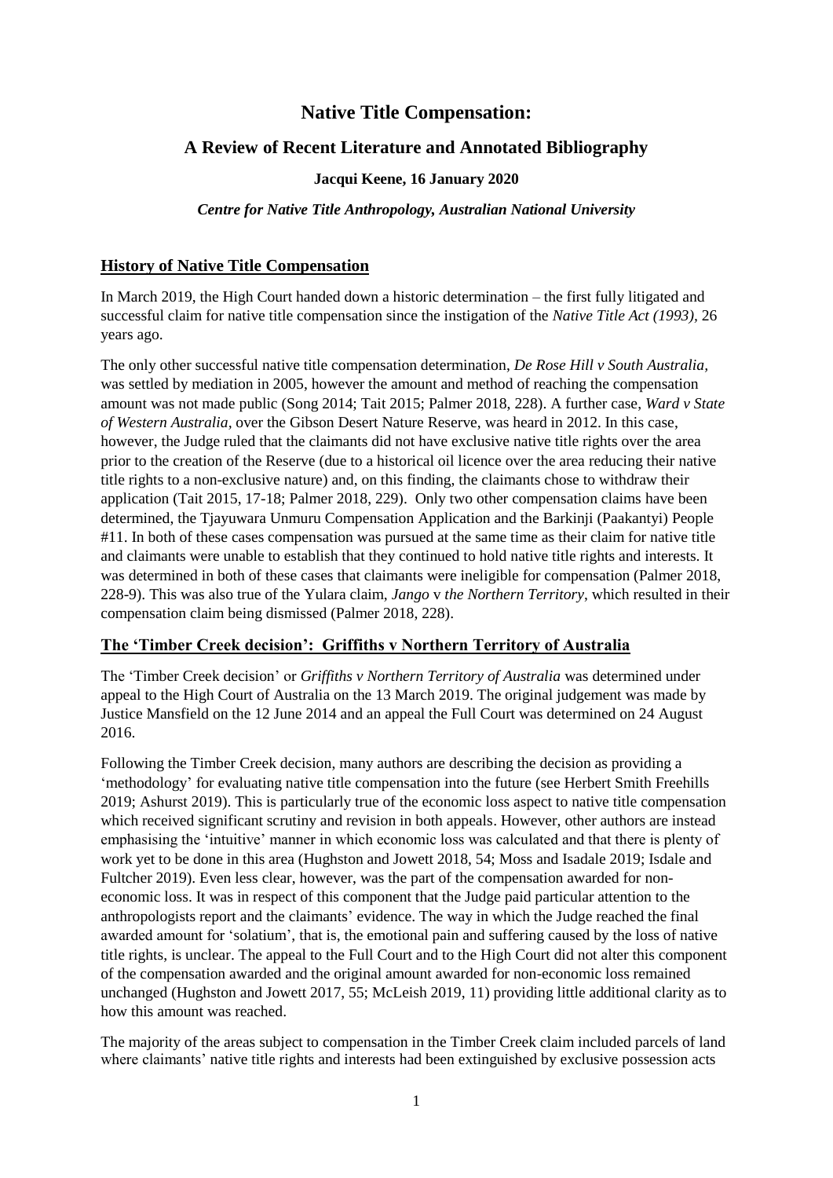# Native Title Compensation:

## A Review of Recent Literature and Annotated Bibliography

**Jacqui Keene, 16 January 2020**

***Centre for Native Title Anthropology, Australian National University***

## History of Native Title Compensation

In March 2019, the High Court handed down a historic determination – the first fully litigated and successful claim for native title compensation since the instigation of the *Native Title Act (1993),* 26 years ago.

The only other successful native title compensation determination, *De Rose Hill v South Australia*, was settled by mediation in 2005, however the amount and method of reaching the compensation amount was not made public (Song 2014; Tait 2015; Palmer 2018, 228). A further case, *Ward v State of Western Australia*, over the Gibson Desert Nature Reserve, was heard in 2012. In this case, however, the Judge ruled that the claimants did not have exclusive native title rights over the area prior to the creation of the Reserve (due to a historical oil licence over the area reducing their native title rights to a non-exclusive nature) and, on this finding, the claimants chose to withdraw their application (Tait 2015, 17-18; Palmer 2018, 229). Only two other compensation claims have been determined, the Tjayuwara Unmuru Compensation Application and the Barkinji (Paakantyi) People #11. In both of these cases compensation was pursued at the same time as their claim for native title and claimants were unable to establish that they continued to hold native title rights and interests. It was determined in both of these cases that claimants were ineligible for compensation (Palmer 2018, 228-9). This was also true of the Yulara claim, *Jango* v *the Northern Territory*, which resulted in their compensation claim being dismissed (Palmer 2018, 228).

## The 'Timber Creek decision': Griffiths v Northern Territory of Australia

The 'Timber Creek decision' or *Griffiths v Northern Territory of Australia* was determined under appeal to the High Court of Australia on the 13 March 2019. The original judgement was made by Justice Mansfield on the 12 June 2014 and an appeal the Full Court was determined on 24 August 2016.

Following the Timber Creek decision, many authors are describing the decision as providing a 'methodology' for evaluating native title compensation into the future (see Herbert Smith Freehills 2019; Ashurst 2019). This is particularly true of the economic loss aspect to native title compensation which received significant scrutiny and revision in both appeals. However, other authors are instead emphasising the 'intuitive' manner in which economic loss was calculated and that there is plenty of work yet to be done in this area (Hughston and Jowett 2018, 54; Moss and Isadale 2019; Isdale and Fultcher 2019). Even less clear, however, was the part of the compensation awarded for non-economic loss. It was in respect of this component that the Judge paid particular attention to the anthropologists report and the claimants' evidence. The way in which the Judge reached the final awarded amount for 'solatium', that is, the emotional pain and suffering caused by the loss of native title rights, is unclear. The appeal to the Full Court and to the High Court did not alter this component of the compensation awarded and the original amount awarded for non-economic loss remained unchanged (Hughston and Jowett 2017, 55; McLeish 2019, 11) providing little additional clarity as to how this amount was reached.

The majority of the areas subject to compensation in the Timber Creek claim included parcels of land where claimants' native title rights and interests had been extinguished by exclusive possession acts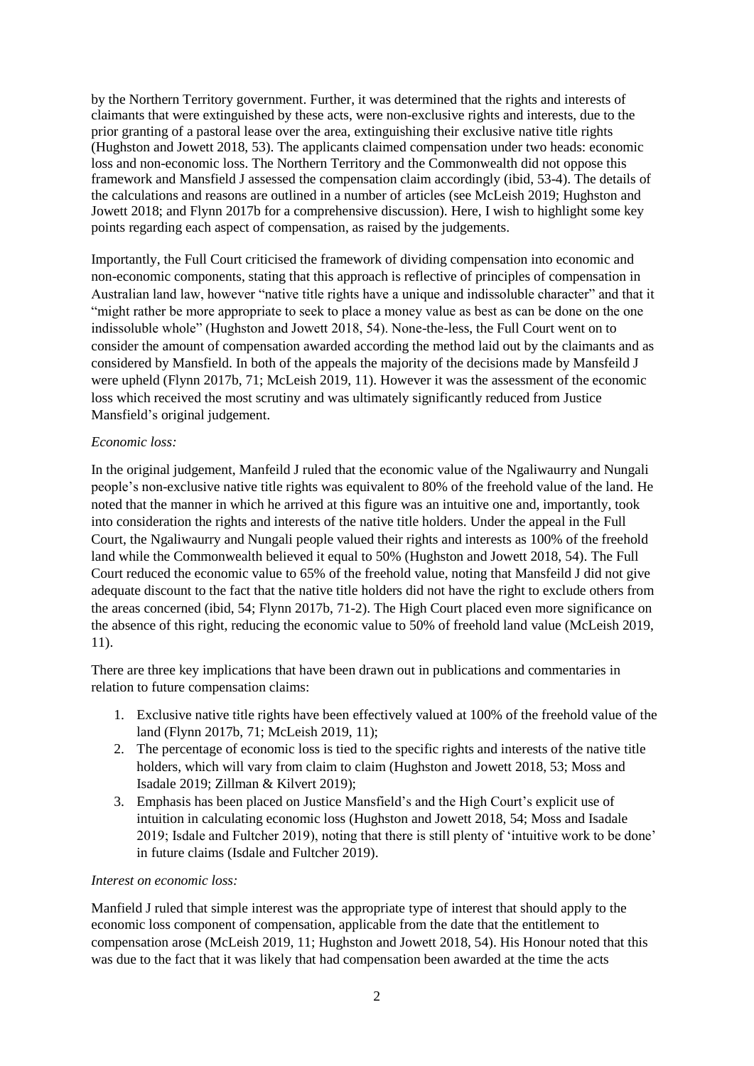by the Northern Territory government. Further, it was determined that the rights and interests of claimants that were extinguished by these acts, were non-exclusive rights and interests, due to the prior granting of a pastoral lease over the area, extinguishing their exclusive native title rights (Hughston and Jowett 2018, 53). The applicants claimed compensation under two heads: economic loss and non-economic loss. The Northern Territory and the Commonwealth did not oppose this framework and Mansfield J assessed the compensation claim accordingly (ibid, 53-4). The details of the calculations and reasons are outlined in a number of articles (see McLeish 2019; Hughston and Jowett 2018; and Flynn 2017b for a comprehensive discussion). Here, I wish to highlight some key points regarding each aspect of compensation, as raised by the judgements.

Importantly, the Full Court criticised the framework of dividing compensation into economic and non-economic components, stating that this approach is reflective of principles of compensation in Australian land law, however "native title rights have a unique and indissoluble character" and that it "might rather be more appropriate to seek to place a money value as best as can be done on the one indissoluble whole" (Hughston and Jowett 2018, 54). None-the-less, the Full Court went on to consider the amount of compensation awarded according the method laid out by the claimants and as considered by Mansfield. In both of the appeals the majority of the decisions made by Mansfeild J were upheld (Flynn 2017b, 71; McLeish 2019, 11). However it was the assessment of the economic loss which received the most scrutiny and was ultimately significantly reduced from Justice Mansfield's original judgement.

*Economic loss:*

In the original judgement, Manfeild J ruled that the economic value of the Ngaliwaurry and Nungali people's non-exclusive native title rights was equivalent to 80% of the freehold value of the land. He noted that the manner in which he arrived at this figure was an intuitive one and, importantly, took into consideration the rights and interests of the native title holders. Under the appeal in the Full Court, the Ngaliwaurry and Nungali people valued their rights and interests as 100% of the freehold land while the Commonwealth believed it equal to 50% (Hughston and Jowett 2018, 54). The Full Court reduced the economic value to 65% of the freehold value, noting that Mansfeild J did not give adequate discount to the fact that the native title holders did not have the right to exclude others from the areas concerned (ibid, 54; Flynn 2017b, 71-2). The High Court placed even more significance on the absence of this right, reducing the economic value to 50% of freehold land value (McLeish 2019, 11).

There are three key implications that have been drawn out in publications and commentaries in relation to future compensation claims:

1. Exclusive native title rights have been effectively valued at 100% of the freehold value of the land (Flynn 2017b, 71; McLeish 2019, 11);
2. The percentage of economic loss is tied to the specific rights and interests of the native title holders, which will vary from claim to claim (Hughston and Jowett 2018, 53; Moss and Isadale 2019; Zillman & Kilvert 2019);
3. Emphasis has been placed on Justice Mansfield's and the High Court's explicit use of intuition in calculating economic loss (Hughston and Jowett 2018, 54; Moss and Isadale 2019; Isdale and Fultcher 2019), noting that there is still plenty of 'intuitive work to be done' in future claims (Isdale and Fultcher 2019).

*Interest on economic loss:*

Manfield J ruled that simple interest was the appropriate type of interest that should apply to the economic loss component of compensation, applicable from the date that the entitlement to compensation arose (McLeish 2019, 11; Hughston and Jowett 2018, 54). His Honour noted that this was due to the fact that it was likely that had compensation been awarded at the time the acts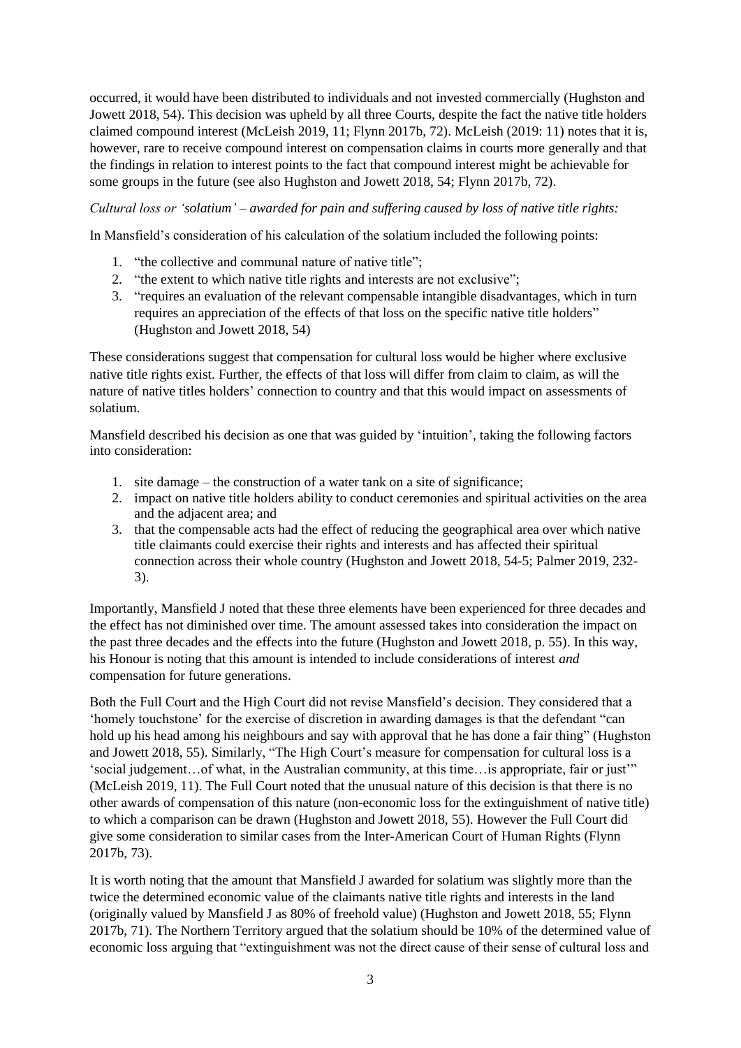occurred, it would have been distributed to individuals and not invested commercially (Hughston and Jowett 2018, 54). This decision was upheld by all three Courts, despite the fact the native title holders claimed compound interest (McLeish 2019, 11; Flynn 2017b, 72). McLeish (2019: 11) notes that it is, however, rare to receive compound interest on compensation claims in courts more generally and that the findings in relation to interest points to the fact that compound interest might be achievable for some groups in the future (see also Hughston and Jowett 2018, 54; Flynn 2017b, 72).

*Cultural loss or 'solatium' – awarded for pain and suffering caused by loss of native title rights:*

In Mansfield's consideration of his calculation of the solatium included the following points:

1. "the collective and communal nature of native title";
2. "the extent to which native title rights and interests are not exclusive";
3. "requires an evaluation of the relevant compensable intangible disadvantages, which in turn requires an appreciation of the effects of that loss on the specific native title holders" (Hughston and Jowett 2018, 54)

These considerations suggest that compensation for cultural loss would be higher where exclusive native title rights exist. Further, the effects of that loss will differ from claim to claim, as will the nature of native titles holders' connection to country and that this would impact on assessments of solatium.

Mansfield described his decision as one that was guided by 'intuition', taking the following factors into consideration:

1. site damage – the construction of a water tank on a site of significance;
2. impact on native title holders ability to conduct ceremonies and spiritual activities on the area and the adjacent area; and
3. that the compensable acts had the effect of reducing the geographical area over which native title claimants could exercise their rights and interests and has affected their spiritual connection across their whole country (Hughston and Jowett 2018, 54-5; Palmer 2019, 232-3).

Importantly, Mansfield J noted that these three elements have been experienced for three decades and the effect has not diminished over time. The amount assessed takes into consideration the impact on the past three decades and the effects into the future (Hughston and Jowett 2018, p. 55). In this way, his Honour is noting that this amount is intended to include considerations of interest *and* compensation for future generations.

Both the Full Court and the High Court did not revise Mansfield's decision. They considered that a 'homely touchstone' for the exercise of discretion in awarding damages is that the defendant "can hold up his head among his neighbours and say with approval that he has done a fair thing" (Hughston and Jowett 2018, 55). Similarly, "The High Court's measure for compensation for cultural loss is a 'social judgement…of what, in the Australian community, at this time…is appropriate, fair or just'" (McLeish 2019, 11). The Full Court noted that the unusual nature of this decision is that there is no other awards of compensation of this nature (non-economic loss for the extinguishment of native title) to which a comparison can be drawn (Hughston and Jowett 2018, 55). However the Full Court did give some consideration to similar cases from the Inter-American Court of Human Rights (Flynn 2017b, 73).

It is worth noting that the amount that Mansfield J awarded for solatium was slightly more than the twice the determined economic value of the claimants native title rights and interests in the land (originally valued by Mansfield J as 80% of freehold value) (Hughston and Jowett 2018, 55; Flynn 2017b, 71). The Northern Territory argued that the solatium should be 10% of the determined value of economic loss arguing that "extinguishment was not the direct cause of their sense of cultural loss and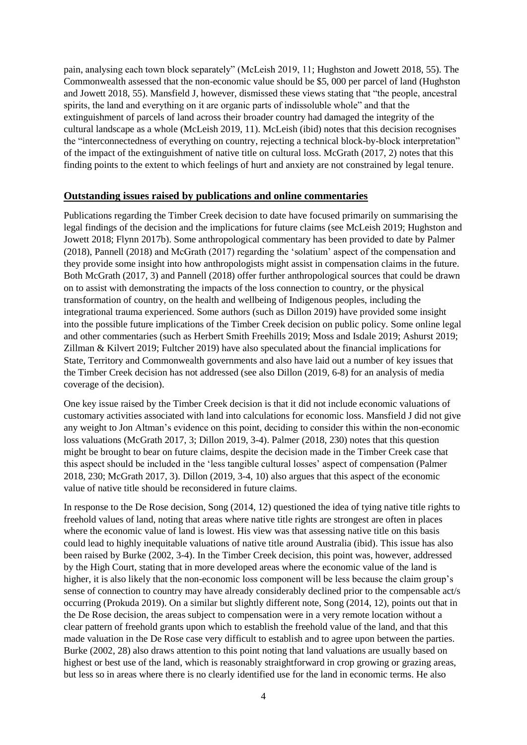pain, analysing each town block separately" (McLeish 2019, 11; Hughston and Jowett 2018, 55). The Commonwealth assessed that the non-economic value should be $5, 000 per parcel of land (Hughston and Jowett 2018, 55). Mansfield J, however, dismissed these views stating that "the people, ancestral spirits, the land and everything on it are organic parts of indissoluble whole" and that the extinguishment of parcels of land across their broader country had damaged the integrity of the cultural landscape as a whole (McLeish 2019, 11). McLeish (ibid) notes that this decision recognises the "interconnectedness of everything on country, rejecting a technical block-by-block interpretation" of the impact of the extinguishment of native title on cultural loss. McGrath (2017, 2) notes that this finding points to the extent to which feelings of hurt and anxiety are not constrained by legal tenure.

## Outstanding issues raised by publications and online commentaries

Publications regarding the Timber Creek decision to date have focused primarily on summarising the legal findings of the decision and the implications for future claims (see McLeish 2019; Hughston and Jowett 2018; Flynn 2017b). Some anthropological commentary has been provided to date by Palmer (2018), Pannell (2018) and McGrath (2017) regarding the 'solatium' aspect of the compensation and they provide some insight into how anthropologists might assist in compensation claims in the future. Both McGrath (2017, 3) and Pannell (2018) offer further anthropological sources that could be drawn on to assist with demonstrating the impacts of the loss connection to country, or the physical transformation of country, on the health and wellbeing of Indigenous peoples, including the integrational trauma experienced. Some authors (such as Dillon 2019) have provided some insight into the possible future implications of the Timber Creek decision on public policy. Some online legal and other commentaries (such as Herbert Smith Freehills 2019; Moss and Isdale 2019; Ashurst 2019; Zillman & Kilvert 2019; Fultcher 2019) have also speculated about the financial implications for State, Territory and Commonwealth governments and also have laid out a number of key issues that the Timber Creek decision has not addressed (see also Dillon (2019, 6-8) for an analysis of media coverage of the decision).

One key issue raised by the Timber Creek decision is that it did not include economic valuations of customary activities associated with land into calculations for economic loss. Mansfield J did not give any weight to Jon Altman's evidence on this point, deciding to consider this within the non-economic loss valuations (McGrath 2017, 3; Dillon 2019, 3-4). Palmer (2018, 230) notes that this question might be brought to bear on future claims, despite the decision made in the Timber Creek case that this aspect should be included in the 'less tangible cultural losses' aspect of compensation (Palmer 2018, 230; McGrath 2017, 3). Dillon (2019, 3-4, 10) also argues that this aspect of the economic value of native title should be reconsidered in future claims.

In response to the De Rose decision, Song (2014, 12) questioned the idea of tying native title rights to freehold values of land, noting that areas where native title rights are strongest are often in places where the economic value of land is lowest. His view was that assessing native title on this basis could lead to highly inequitable valuations of native title around Australia (ibid). This issue has also been raised by Burke (2002, 3-4). In the Timber Creek decision, this point was, however, addressed by the High Court, stating that in more developed areas where the economic value of the land is higher, it is also likely that the non-economic loss component will be less because the claim group's sense of connection to country may have already considerably declined prior to the compensable act/s occurring (Prokuda 2019). On a similar but slightly different note, Song (2014, 12), points out that in the De Rose decision, the areas subject to compensation were in a very remote location without a clear pattern of freehold grants upon which to establish the freehold value of the land, and that this made valuation in the De Rose case very difficult to establish and to agree upon between the parties. Burke (2002, 28) also draws attention to this point noting that land valuations are usually based on highest or best use of the land, which is reasonably straightforward in crop growing or grazing areas, but less so in areas where there is no clearly identified use for the land in economic terms. He also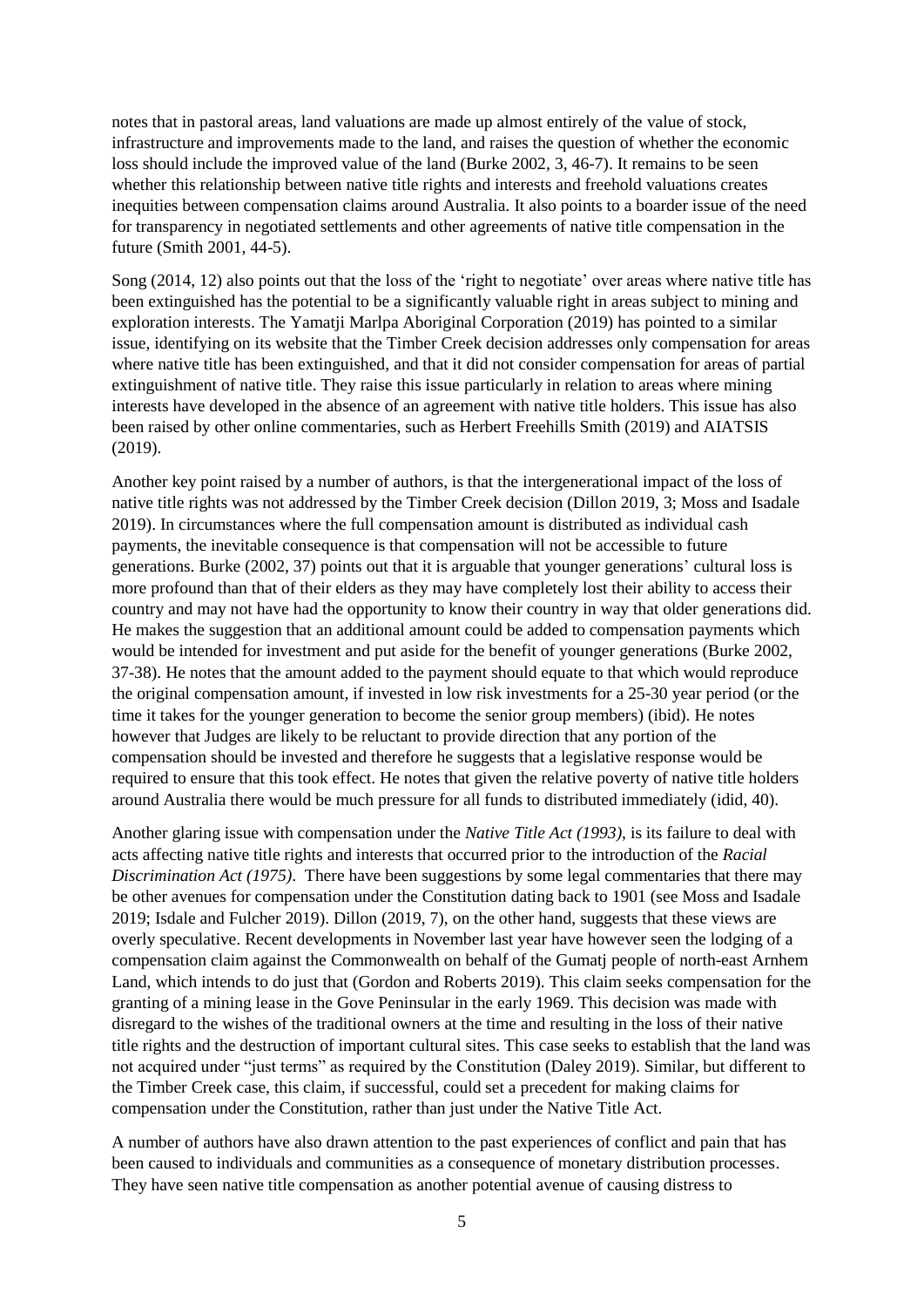notes that in pastoral areas, land valuations are made up almost entirely of the value of stock, infrastructure and improvements made to the land, and raises the question of whether the economic loss should include the improved value of the land (Burke 2002, 3, 46-7). It remains to be seen whether this relationship between native title rights and interests and freehold valuations creates inequities between compensation claims around Australia. It also points to a boarder issue of the need for transparency in negotiated settlements and other agreements of native title compensation in the future (Smith 2001, 44-5).

Song (2014, 12) also points out that the loss of the 'right to negotiate' over areas where native title has been extinguished has the potential to be a significantly valuable right in areas subject to mining and exploration interests. The Yamatji Marlpa Aboriginal Corporation (2019) has pointed to a similar issue, identifying on its website that the Timber Creek decision addresses only compensation for areas where native title has been extinguished, and that it did not consider compensation for areas of partial extinguishment of native title. They raise this issue particularly in relation to areas where mining interests have developed in the absence of an agreement with native title holders. This issue has also been raised by other online commentaries, such as Herbert Freehills Smith (2019) and AIATSIS (2019).

Another key point raised by a number of authors, is that the intergenerational impact of the loss of native title rights was not addressed by the Timber Creek decision (Dillon 2019, 3; Moss and Isadale 2019). In circumstances where the full compensation amount is distributed as individual cash payments, the inevitable consequence is that compensation will not be accessible to future generations. Burke (2002, 37) points out that it is arguable that younger generations' cultural loss is more profound than that of their elders as they may have completely lost their ability to access their country and may not have had the opportunity to know their country in way that older generations did. He makes the suggestion that an additional amount could be added to compensation payments which would be intended for investment and put aside for the benefit of younger generations (Burke 2002, 37-38). He notes that the amount added to the payment should equate to that which would reproduce the original compensation amount, if invested in low risk investments for a 25-30 year period (or the time it takes for the younger generation to become the senior group members) (ibid). He notes however that Judges are likely to be reluctant to provide direction that any portion of the compensation should be invested and therefore he suggests that a legislative response would be required to ensure that this took effect. He notes that given the relative poverty of native title holders around Australia there would be much pressure for all funds to distributed immediately (idid, 40).

Another glaring issue with compensation under the *Native Title Act (1993)*, is its failure to deal with acts affecting native title rights and interests that occurred prior to the introduction of the *Racial Discrimination Act (1975)*. There have been suggestions by some legal commentaries that there may be other avenues for compensation under the Constitution dating back to 1901 (see Moss and Isadale 2019; Isdale and Fulcher 2019). Dillon (2019, 7), on the other hand, suggests that these views are overly speculative. Recent developments in November last year have however seen the lodging of a compensation claim against the Commonwealth on behalf of the Gumatj people of north-east Arnhem Land, which intends to do just that (Gordon and Roberts 2019). This claim seeks compensation for the granting of a mining lease in the Gove Peninsular in the early 1969. This decision was made with disregard to the wishes of the traditional owners at the time and resulting in the loss of their native title rights and the destruction of important cultural sites. This case seeks to establish that the land was not acquired under "just terms" as required by the Constitution (Daley 2019). Similar, but different to the Timber Creek case, this claim, if successful, could set a precedent for making claims for compensation under the Constitution, rather than just under the Native Title Act.

A number of authors have also drawn attention to the past experiences of conflict and pain that has been caused to individuals and communities as a consequence of monetary distribution processes. They have seen native title compensation as another potential avenue of causing distress to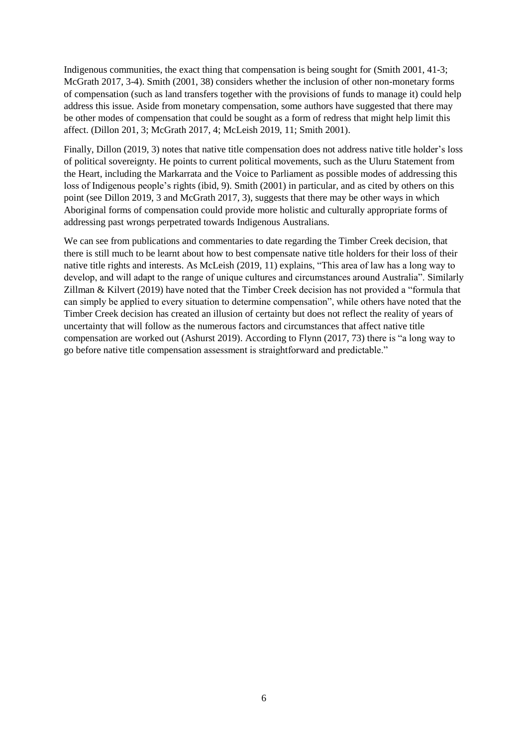Indigenous communities, the exact thing that compensation is being sought for (Smith 2001, 41-3; McGrath 2017, 3-4). Smith (2001, 38) considers whether the inclusion of other non-monetary forms of compensation (such as land transfers together with the provisions of funds to manage it) could help address this issue. Aside from monetary compensation, some authors have suggested that there may be other modes of compensation that could be sought as a form of redress that might help limit this affect. (Dillon 201, 3; McGrath 2017, 4; McLeish 2019, 11; Smith 2001).

Finally, Dillon (2019, 3) notes that native title compensation does not address native title holder's loss of political sovereignty. He points to current political movements, such as the Uluru Statement from the Heart, including the Markarrata and the Voice to Parliament as possible modes of addressing this loss of Indigenous people's rights (ibid, 9). Smith (2001) in particular, and as cited by others on this point (see Dillon 2019, 3 and McGrath 2017, 3), suggests that there may be other ways in which Aboriginal forms of compensation could provide more holistic and culturally appropriate forms of addressing past wrongs perpetrated towards Indigenous Australians.

We can see from publications and commentaries to date regarding the Timber Creek decision, that there is still much to be learnt about how to best compensate native title holders for their loss of their native title rights and interests. As McLeish (2019, 11) explains, "This area of law has a long way to develop, and will adapt to the range of unique cultures and circumstances around Australia". Similarly Zillman & Kilvert (2019) have noted that the Timber Creek decision has not provided a "formula that can simply be applied to every situation to determine compensation", while others have noted that the Timber Creek decision has created an illusion of certainty but does not reflect the reality of years of uncertainty that will follow as the numerous factors and circumstances that affect native title compensation are worked out (Ashurst 2019). According to Flynn (2017, 73) there is "a long way to go before native title compensation assessment is straightforward and predictable."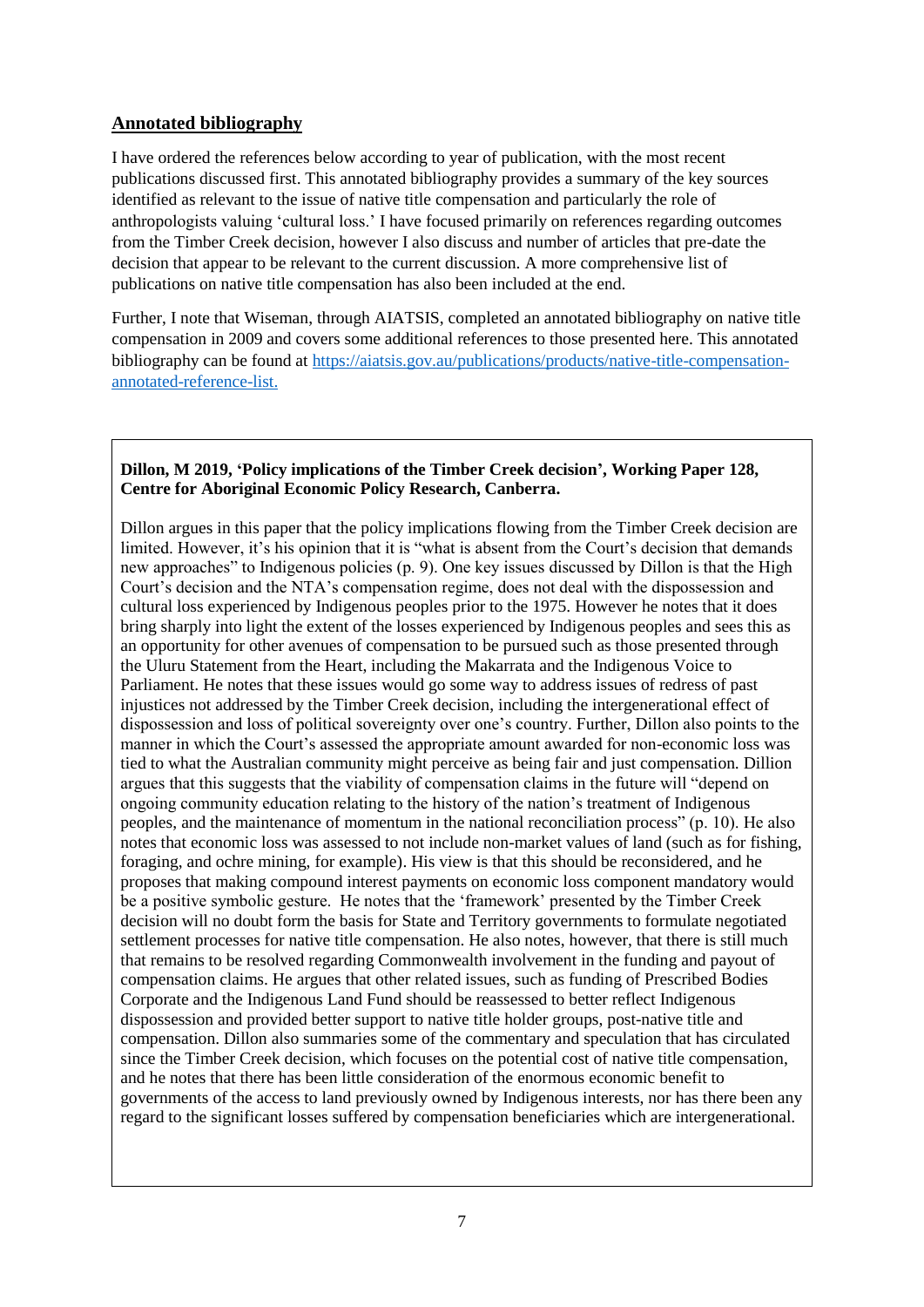## Annotated bibliography

I have ordered the references below according to year of publication, with the most recent publications discussed first. This annotated bibliography provides a summary of the key sources identified as relevant to the issue of native title compensation and particularly the role of anthropologists valuing 'cultural loss.' I have focused primarily on references regarding outcomes from the Timber Creek decision, however I also discuss and number of articles that pre-date the decision that appear to be relevant to the current discussion. A more comprehensive list of publications on native title compensation has also been included at the end.

Further, I note that Wiseman, through AIATSIS, completed an annotated bibliography on native title compensation in 2009 and covers some additional references to those presented here. This annotated bibliography can be found at [https://aiatsis.gov.au/publications/products/native-title-compensation-annotated-reference-list.](https://aiatsis.gov.au/publications/products/native-title-compensation-annotated-reference-list.)

**Dillon, M 2019, 'Policy implications of the Timber Creek decision', Working Paper 128, Centre for Aboriginal Economic Policy Research, Canberra.**

Dillon argues in this paper that the policy implications flowing from the Timber Creek decision are limited. However, it's his opinion that it is "what is absent from the Court's decision that demands new approaches" to Indigenous policies (p. 9). One key issues discussed by Dillon is that the High Court's decision and the NTA's compensation regime, does not deal with the dispossession and cultural loss experienced by Indigenous peoples prior to the 1975. However he notes that it does bring sharply into light the extent of the losses experienced by Indigenous peoples and sees this as an opportunity for other avenues of compensation to be pursued such as those presented through the Uluru Statement from the Heart, including the Makarrata and the Indigenous Voice to Parliament. He notes that these issues would go some way to address issues of redress of past injustices not addressed by the Timber Creek decision, including the intergenerational effect of dispossession and loss of political sovereignty over one's country. Further, Dillon also points to the manner in which the Court's assessed the appropriate amount awarded for non-economic loss was tied to what the Australian community might perceive as being fair and just compensation. Dillion argues that this suggests that the viability of compensation claims in the future will "depend on ongoing community education relating to the history of the nation's treatment of Indigenous peoples, and the maintenance of momentum in the national reconciliation process" (p. 10). He also notes that economic loss was assessed to not include non-market values of land (such as for fishing, foraging, and ochre mining, for example). His view is that this should be reconsidered, and he proposes that making compound interest payments on economic loss component mandatory would be a positive symbolic gesture. He notes that the 'framework' presented by the Timber Creek decision will no doubt form the basis for State and Territory governments to formulate negotiated settlement processes for native title compensation. He also notes, however, that there is still much that remains to be resolved regarding Commonwealth involvement in the funding and payout of compensation claims. He argues that other related issues, such as funding of Prescribed Bodies Corporate and the Indigenous Land Fund should be reassessed to better reflect Indigenous dispossession and provided better support to native title holder groups, post-native title and compensation. Dillon also summaries some of the commentary and speculation that has circulated since the Timber Creek decision, which focuses on the potential cost of native title compensation, and he notes that there has been little consideration of the enormous economic benefit to governments of the access to land previously owned by Indigenous interests, nor has there been any regard to the significant losses suffered by compensation beneficiaries which are intergenerational.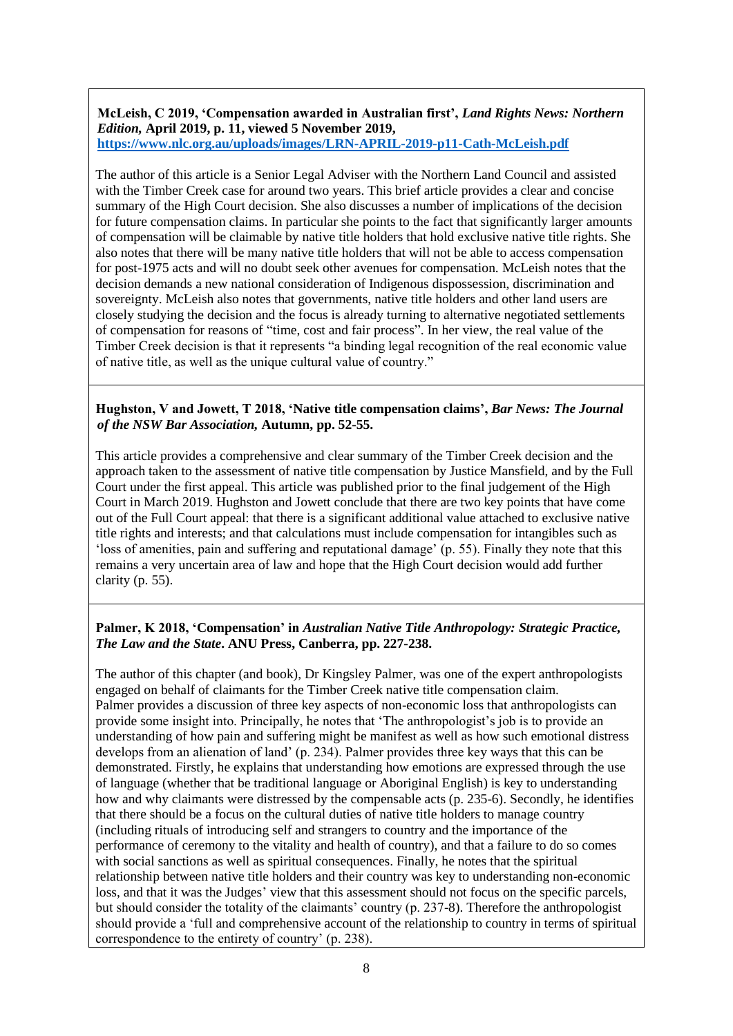**McLeish, C 2019, 'Compensation awarded in Australian first', *Land Rights News: Northern Edition,* April 2019, p. 11, viewed 5 November 2019, [https://www.nlc.org.au/uploads/images/LRN-APRIL-2019-p11-Cath-McLeish.pdf](https://www.nlc.org.au/uploads/images/LRN-APRIL-2019-p11-Cath-McLeish.pdf)**

The author of this article is a Senior Legal Adviser with the Northern Land Council and assisted with the Timber Creek case for around two years. This brief article provides a clear and concise summary of the High Court decision. She also discusses a number of implications of the decision for future compensation claims. In particular she points to the fact that significantly larger amounts of compensation will be claimable by native title holders that hold exclusive native title rights. She also notes that there will be many native title holders that will not be able to access compensation for post-1975 acts and will no doubt seek other avenues for compensation. McLeish notes that the decision demands a new national consideration of Indigenous dispossession, discrimination and sovereignty. McLeish also notes that governments, native title holders and other land users are closely studying the decision and the focus is already turning to alternative negotiated settlements of compensation for reasons of "time, cost and fair process". In her view, the real value of the Timber Creek decision is that it represents "a binding legal recognition of the real economic value of native title, as well as the unique cultural value of country."

**Hughston, V and Jowett, T 2018, 'Native title compensation claims', *Bar News: The Journal of the NSW Bar Association,* Autumn, pp. 52-55.**

This article provides a comprehensive and clear summary of the Timber Creek decision and the approach taken to the assessment of native title compensation by Justice Mansfield, and by the Full Court under the first appeal. This article was published prior to the final judgement of the High Court in March 2019. Hughston and Jowett conclude that there are two key points that have come out of the Full Court appeal: that there is a significant additional value attached to exclusive native title rights and interests; and that calculations must include compensation for intangibles such as 'loss of amenities, pain and suffering and reputational damage' (p. 55). Finally they note that this remains a very uncertain area of law and hope that the High Court decision would add further clarity (p. 55).

**Palmer, K 2018, 'Compensation' in *Australian Native Title Anthropology: Strategic Practice, The Law and the State*. ANU Press, Canberra, pp. 227-238.**

The author of this chapter (and book), Dr Kingsley Palmer, was one of the expert anthropologists engaged on behalf of claimants for the Timber Creek native title compensation claim. Palmer provides a discussion of three key aspects of non-economic loss that anthropologists can provide some insight into. Principally, he notes that 'The anthropologist's job is to provide an understanding of how pain and suffering might be manifest as well as how such emotional distress develops from an alienation of land' (p. 234). Palmer provides three key ways that this can be demonstrated. Firstly, he explains that understanding how emotions are expressed through the use of language (whether that be traditional language or Aboriginal English) is key to understanding how and why claimants were distressed by the compensable acts (p. 235-6). Secondly, he identifies that there should be a focus on the cultural duties of native title holders to manage country (including rituals of introducing self and strangers to country and the importance of the performance of ceremony to the vitality and health of country), and that a failure to do so comes with social sanctions as well as spiritual consequences. Finally, he notes that the spiritual relationship between native title holders and their country was key to understanding non-economic loss, and that it was the Judges' view that this assessment should not focus on the specific parcels, but should consider the totality of the claimants' country (p. 237-8). Therefore the anthropologist should provide a 'full and comprehensive account of the relationship to country in terms of spiritual correspondence to the entirety of country' (p. 238).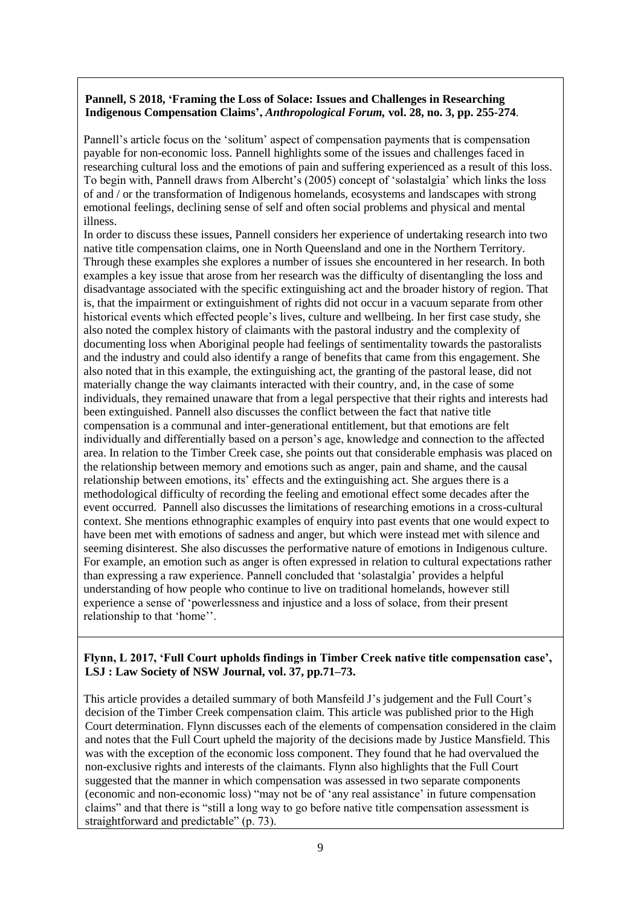**Pannell, S 2018, 'Framing the Loss of Solace: Issues and Challenges in Researching Indigenous Compensation Claims', *Anthropological Forum,* vol. 28, no. 3, pp. 255-274**.

Pannell's article focus on the 'solitum' aspect of compensation payments that is compensation payable for non-economic loss. Pannell highlights some of the issues and challenges faced in researching cultural loss and the emotions of pain and suffering experienced as a result of this loss. To begin with, Pannell draws from Albercht's (2005) concept of 'solastalgia' which links the loss of and / or the transformation of Indigenous homelands, ecosystems and landscapes with strong emotional feelings, declining sense of self and often social problems and physical and mental illness.

In order to discuss these issues, Pannell considers her experience of undertaking research into two native title compensation claims, one in North Queensland and one in the Northern Territory. Through these examples she explores a number of issues she encountered in her research. In both examples a key issue that arose from her research was the difficulty of disentangling the loss and disadvantage associated with the specific extinguishing act and the broader history of region. That is, that the impairment or extinguishment of rights did not occur in a vacuum separate from other historical events which effected people's lives, culture and wellbeing. In her first case study, she also noted the complex history of claimants with the pastoral industry and the complexity of documenting loss when Aboriginal people had feelings of sentimentality towards the pastoralists and the industry and could also identify a range of benefits that came from this engagement. She also noted that in this example, the extinguishing act, the granting of the pastoral lease, did not materially change the way claimants interacted with their country, and, in the case of some individuals, they remained unaware that from a legal perspective that their rights and interests had been extinguished. Pannell also discusses the conflict between the fact that native title compensation is a communal and inter-generational entitlement, but that emotions are felt individually and differentially based on a person's age, knowledge and connection to the affected area. In relation to the Timber Creek case, she points out that considerable emphasis was placed on the relationship between memory and emotions such as anger, pain and shame, and the causal relationship between emotions, its' effects and the extinguishing act. She argues there is a methodological difficulty of recording the feeling and emotional effect some decades after the event occurred. Pannell also discusses the limitations of researching emotions in a cross-cultural context. She mentions ethnographic examples of enquiry into past events that one would expect to have been met with emotions of sadness and anger, but which were instead met with silence and seeming disinterest. She also discusses the performative nature of emotions in Indigenous culture. For example, an emotion such as anger is often expressed in relation to cultural expectations rather than expressing a raw experience. Pannell concluded that 'solastalgia' provides a helpful understanding of how people who continue to live on traditional homelands, however still experience a sense of 'powerlessness and injustice and a loss of solace, from their present relationship to that 'home''.

**Flynn, L 2017, 'Full Court upholds findings in Timber Creek native title compensation case', LSJ : Law Society of NSW Journal, vol. 37, pp.71–73.**

This article provides a detailed summary of both Mansfeild J's judgement and the Full Court's decision of the Timber Creek compensation claim. This article was published prior to the High Court determination. Flynn discusses each of the elements of compensation considered in the claim and notes that the Full Court upheld the majority of the decisions made by Justice Mansfield. This was with the exception of the economic loss component. They found that he had overvalued the non-exclusive rights and interests of the claimants. Flynn also highlights that the Full Court suggested that the manner in which compensation was assessed in two separate components (economic and non-economic loss) "may not be of 'any real assistance' in future compensation claims" and that there is "still a long way to go before native title compensation assessment is straightforward and predictable" (p. 73).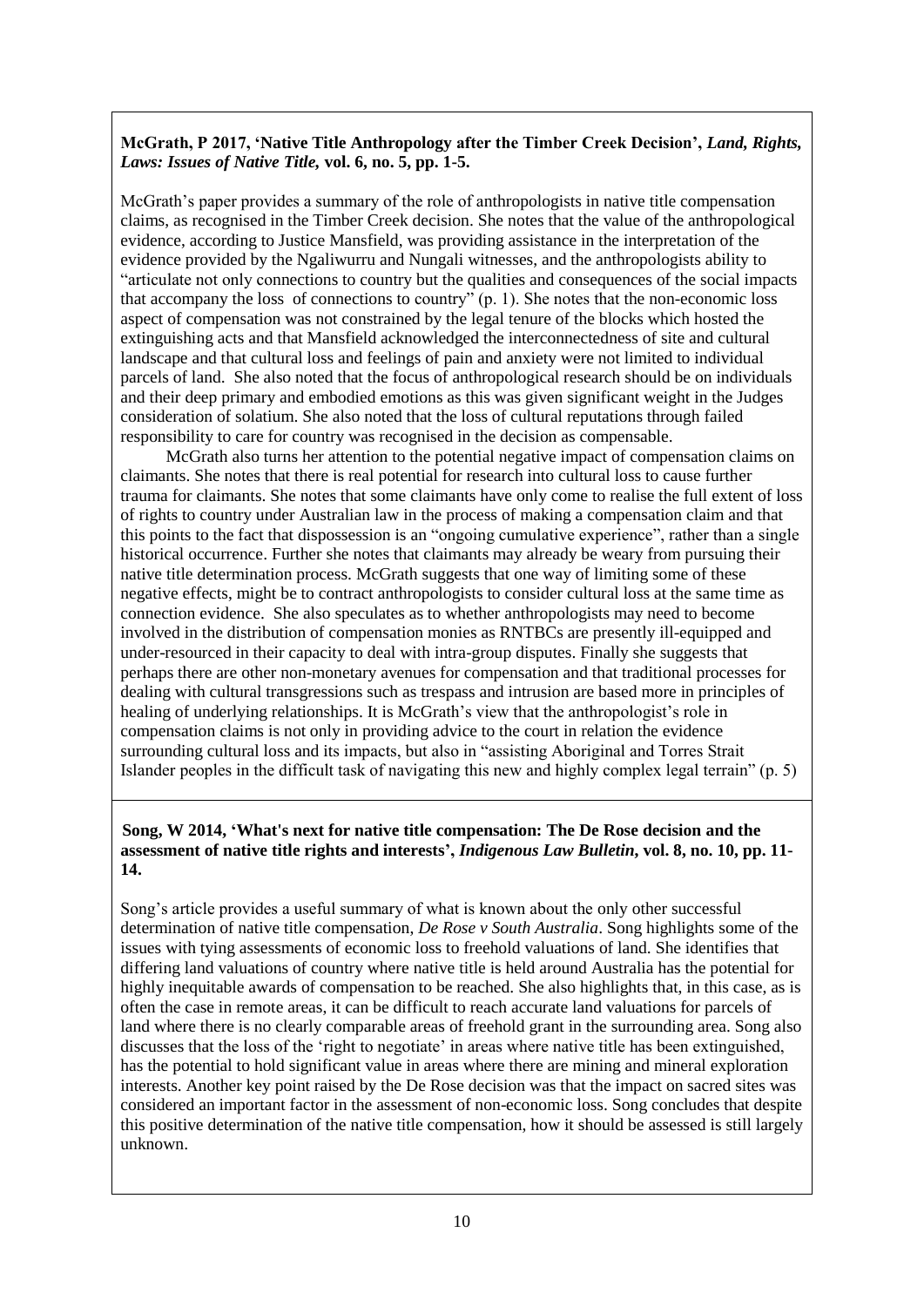**McGrath, P 2017, 'Native Title Anthropology after the Timber Creek Decision',** ***Land, Rights, Laws: Issues of Native Title,*** **vol. 6, no. 5, pp. 1-5.**

McGrath's paper provides a summary of the role of anthropologists in native title compensation claims, as recognised in the Timber Creek decision. She notes that the value of the anthropological evidence, according to Justice Mansfield, was providing assistance in the interpretation of the evidence provided by the Ngaliwurru and Nungali witnesses, and the anthropologists ability to "articulate not only connections to country but the qualities and consequences of the social impacts that accompany the loss of connections to country" (p. 1). She notes that the non-economic loss aspect of compensation was not constrained by the legal tenure of the blocks which hosted the extinguishing acts and that Mansfield acknowledged the interconnectedness of site and cultural landscape and that cultural loss and feelings of pain and anxiety were not limited to individual parcels of land. She also noted that the focus of anthropological research should be on individuals and their deep primary and embodied emotions as this was given significant weight in the Judges consideration of solatium. She also noted that the loss of cultural reputations through failed responsibility to care for country was recognised in the decision as compensable.

McGrath also turns her attention to the potential negative impact of compensation claims on claimants. She notes that there is real potential for research into cultural loss to cause further trauma for claimants. She notes that some claimants have only come to realise the full extent of loss of rights to country under Australian law in the process of making a compensation claim and that this points to the fact that dispossession is an "ongoing cumulative experience", rather than a single historical occurrence. Further she notes that claimants may already be weary from pursuing their native title determination process. McGrath suggests that one way of limiting some of these negative effects, might be to contract anthropologists to consider cultural loss at the same time as connection evidence. She also speculates as to whether anthropologists may need to become involved in the distribution of compensation monies as RNTBCs are presently ill-equipped and under-resourced in their capacity to deal with intra-group disputes. Finally she suggests that perhaps there are other non-monetary avenues for compensation and that traditional processes for dealing with cultural transgressions such as trespass and intrusion are based more in principles of healing of underlying relationships. It is McGrath's view that the anthropologist's role in compensation claims is not only in providing advice to the court in relation the evidence surrounding cultural loss and its impacts, but also in "assisting Aboriginal and Torres Strait Islander peoples in the difficult task of navigating this new and highly complex legal terrain" (p. 5)

**Song, W 2014, 'What's next for native title compensation: The De Rose decision and the assessment of native title rights and interests',** ***Indigenous Law Bulletin*****, vol. 8, no. 10, pp. 11-14.**

Song's article provides a useful summary of what is known about the only other successful determination of native title compensation, *De Rose v South Australia*. Song highlights some of the issues with tying assessments of economic loss to freehold valuations of land. She identifies that differing land valuations of country where native title is held around Australia has the potential for highly inequitable awards of compensation to be reached. She also highlights that, in this case, as is often the case in remote areas, it can be difficult to reach accurate land valuations for parcels of land where there is no clearly comparable areas of freehold grant in the surrounding area. Song also discusses that the loss of the 'right to negotiate' in areas where native title has been extinguished, has the potential to hold significant value in areas where there are mining and mineral exploration interests. Another key point raised by the De Rose decision was that the impact on sacred sites was considered an important factor in the assessment of non-economic loss. Song concludes that despite this positive determination of the native title compensation, how it should be assessed is still largely unknown.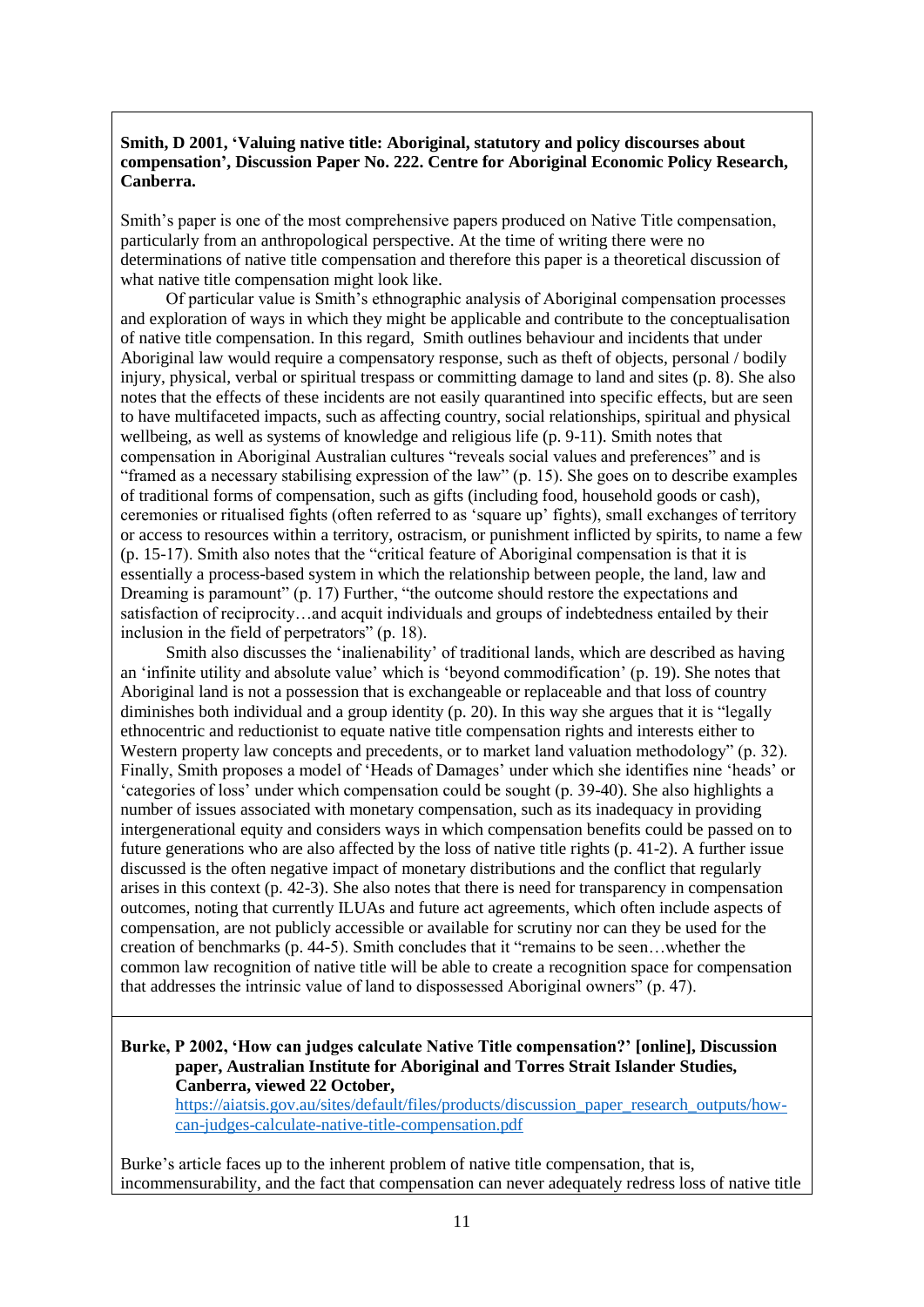**Smith, D 2001, 'Valuing native title: Aboriginal, statutory and policy discourses about compensation', Discussion Paper No. 222. Centre for Aboriginal Economic Policy Research, Canberra.**

Smith's paper is one of the most comprehensive papers produced on Native Title compensation, particularly from an anthropological perspective. At the time of writing there were no determinations of native title compensation and therefore this paper is a theoretical discussion of what native title compensation might look like.

Of particular value is Smith's ethnographic analysis of Aboriginal compensation processes and exploration of ways in which they might be applicable and contribute to the conceptualisation of native title compensation. In this regard, Smith outlines behaviour and incidents that under Aboriginal law would require a compensatory response, such as theft of objects, personal / bodily injury, physical, verbal or spiritual trespass or committing damage to land and sites (p. 8). She also notes that the effects of these incidents are not easily quarantined into specific effects, but are seen to have multifaceted impacts, such as affecting country, social relationships, spiritual and physical wellbeing, as well as systems of knowledge and religious life (p. 9-11). Smith notes that compensation in Aboriginal Australian cultures "reveals social values and preferences" and is "framed as a necessary stabilising expression of the law" (p. 15). She goes on to describe examples of traditional forms of compensation, such as gifts (including food, household goods or cash), ceremonies or ritualised fights (often referred to as 'square up' fights), small exchanges of territory or access to resources within a territory, ostracism, or punishment inflicted by spirits, to name a few (p. 15-17). Smith also notes that the "critical feature of Aboriginal compensation is that it is essentially a process-based system in which the relationship between people, the land, law and Dreaming is paramount" (p. 17) Further, "the outcome should restore the expectations and satisfaction of reciprocity…and acquit individuals and groups of indebtedness entailed by their inclusion in the field of perpetrators" (p. 18).

Smith also discusses the 'inalienability' of traditional lands, which are described as having an 'infinite utility and absolute value' which is 'beyond commodification' (p. 19). She notes that Aboriginal land is not a possession that is exchangeable or replaceable and that loss of country diminishes both individual and a group identity (p. 20). In this way she argues that it is "legally ethnocentric and reductionist to equate native title compensation rights and interests either to Western property law concepts and precedents, or to market land valuation methodology" (p. 32). Finally, Smith proposes a model of 'Heads of Damages' under which she identifies nine 'heads' or 'categories of loss' under which compensation could be sought (p. 39-40). She also highlights a number of issues associated with monetary compensation, such as its inadequacy in providing intergenerational equity and considers ways in which compensation benefits could be passed on to future generations who are also affected by the loss of native title rights (p. 41-2). A further issue discussed is the often negative impact of monetary distributions and the conflict that regularly arises in this context (p. 42-3). She also notes that there is need for transparency in compensation outcomes, noting that currently ILUAs and future act agreements, which often include aspects of compensation, are not publicly accessible or available for scrutiny nor can they be used for the creation of benchmarks (p. 44-5). Smith concludes that it "remains to be seen…whether the common law recognition of native title will be able to create a recognition space for compensation that addresses the intrinsic value of land to dispossessed Aboriginal owners" (p. 47).

**Burke, P 2002, 'How can judges calculate Native Title compensation?' [online], Discussion paper, Australian Institute for Aboriginal and Torres Strait Islander Studies, Canberra, viewed 22 October,** https://aiatsis.gov.au/sites/default/files/products/discussion_paper_research_outputs/how-can-judges-calculate-native-title-compensation.pdf

Burke's article faces up to the inherent problem of native title compensation, that is, incommensurability, and the fact that compensation can never adequately redress loss of native title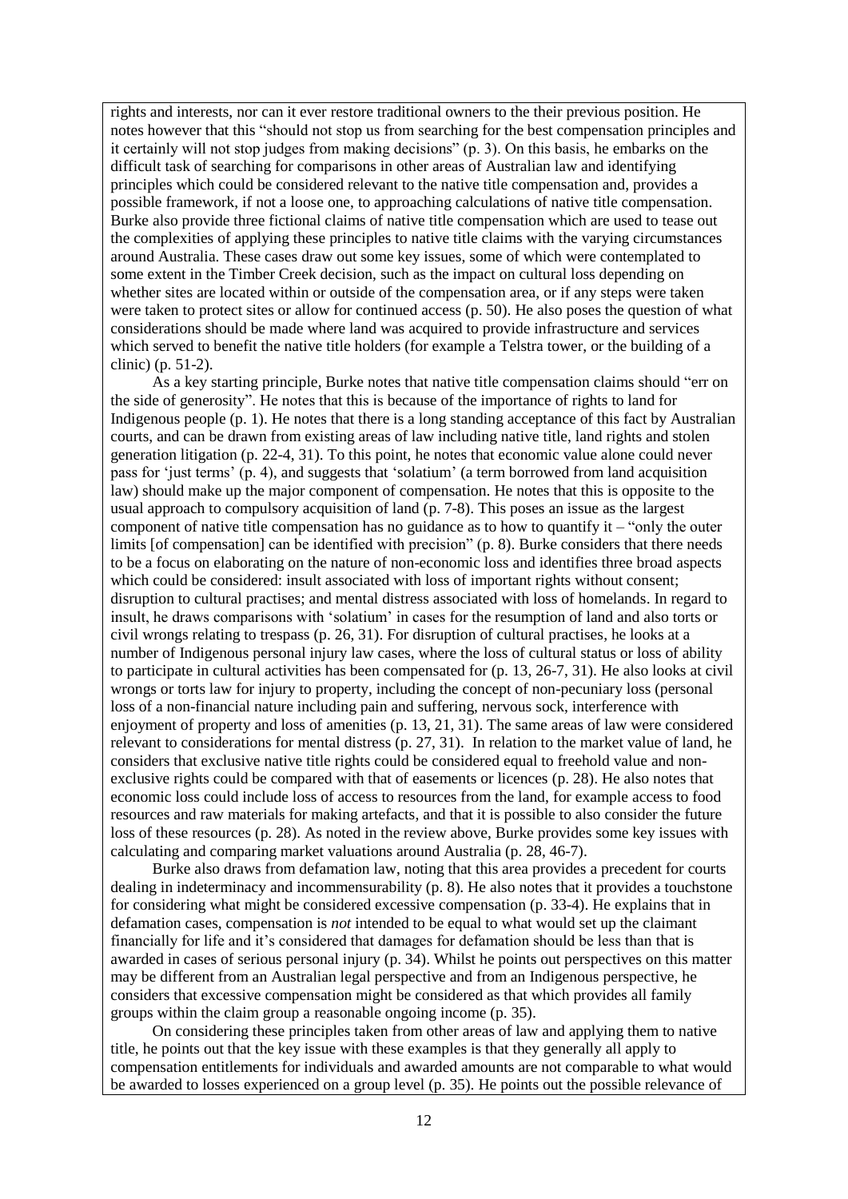rights and interests, nor can it ever restore traditional owners to the their previous position. He notes however that this "should not stop us from searching for the best compensation principles and it certainly will not stop judges from making decisions" (p. 3). On this basis, he embarks on the difficult task of searching for comparisons in other areas of Australian law and identifying principles which could be considered relevant to the native title compensation and, provides a possible framework, if not a loose one, to approaching calculations of native title compensation. Burke also provide three fictional claims of native title compensation which are used to tease out the complexities of applying these principles to native title claims with the varying circumstances around Australia. These cases draw out some key issues, some of which were contemplated to some extent in the Timber Creek decision, such as the impact on cultural loss depending on whether sites are located within or outside of the compensation area, or if any steps were taken were taken to protect sites or allow for continued access (p. 50). He also poses the question of what considerations should be made where land was acquired to provide infrastructure and services which served to benefit the native title holders (for example a Telstra tower, or the building of a clinic) (p. 51-2).

As a key starting principle, Burke notes that native title compensation claims should "err on the side of generosity". He notes that this is because of the importance of rights to land for Indigenous people (p. 1). He notes that there is a long standing acceptance of this fact by Australian courts, and can be drawn from existing areas of law including native title, land rights and stolen generation litigation (p. 22-4, 31). To this point, he notes that economic value alone could never pass for 'just terms' (p. 4), and suggests that 'solatium' (a term borrowed from land acquisition law) should make up the major component of compensation. He notes that this is opposite to the usual approach to compulsory acquisition of land (p. 7-8). This poses an issue as the largest component of native title compensation has no guidance as to how to quantify it – "only the outer limits [of compensation] can be identified with precision" (p. 8). Burke considers that there needs to be a focus on elaborating on the nature of non-economic loss and identifies three broad aspects which could be considered: insult associated with loss of important rights without consent; disruption to cultural practises; and mental distress associated with loss of homelands. In regard to insult, he draws comparisons with 'solatium' in cases for the resumption of land and also torts or civil wrongs relating to trespass (p. 26, 31). For disruption of cultural practises, he looks at a number of Indigenous personal injury law cases, where the loss of cultural status or loss of ability to participate in cultural activities has been compensated for (p. 13, 26-7, 31). He also looks at civil wrongs or torts law for injury to property, including the concept of non-pecuniary loss (personal loss of a non-financial nature including pain and suffering, nervous sock, interference with enjoyment of property and loss of amenities (p. 13, 21, 31). The same areas of law were considered relevant to considerations for mental distress (p. 27, 31). In relation to the market value of land, he considers that exclusive native title rights could be considered equal to freehold value and non-exclusive rights could be compared with that of easements or licences (p. 28). He also notes that economic loss could include loss of access to resources from the land, for example access to food resources and raw materials for making artefacts, and that it is possible to also consider the future loss of these resources (p. 28). As noted in the review above, Burke provides some key issues with calculating and comparing market valuations around Australia (p. 28, 46-7).

Burke also draws from defamation law, noting that this area provides a precedent for courts dealing in indeterminacy and incommensurability (p. 8). He also notes that it provides a touchstone for considering what might be considered excessive compensation (p. 33-4). He explains that in defamation cases, compensation is *not* intended to be equal to what would set up the claimant financially for life and it's considered that damages for defamation should be less than that is awarded in cases of serious personal injury (p. 34). Whilst he points out perspectives on this matter may be different from an Australian legal perspective and from an Indigenous perspective, he considers that excessive compensation might be considered as that which provides all family groups within the claim group a reasonable ongoing income (p. 35).

On considering these principles taken from other areas of law and applying them to native title, he points out that the key issue with these examples is that they generally all apply to compensation entitlements for individuals and awarded amounts are not comparable to what would be awarded to losses experienced on a group level (p. 35). He points out the possible relevance of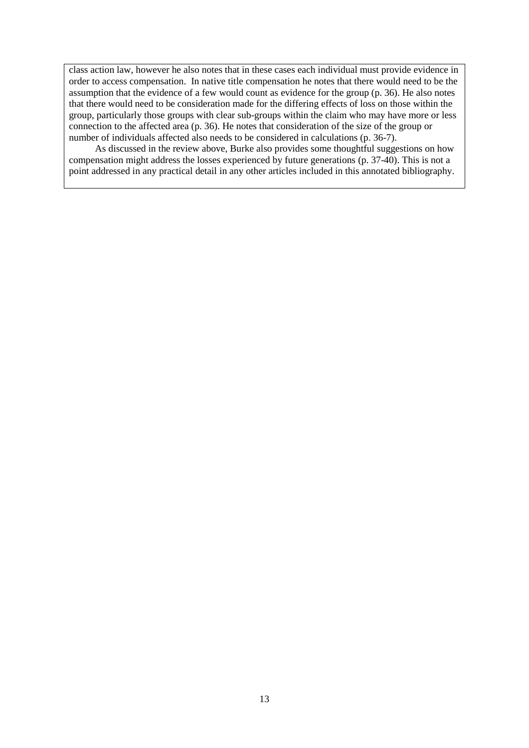class action law, however he also notes that in these cases each individual must provide evidence in order to access compensation. In native title compensation he notes that there would need to be the assumption that the evidence of a few would count as evidence for the group (p. 36). He also notes that there would need to be consideration made for the differing effects of loss on those within the group, particularly those groups with clear sub-groups within the claim who may have more or less connection to the affected area (p. 36). He notes that consideration of the size of the group or number of individuals affected also needs to be considered in calculations (p. 36-7).

As discussed in the review above, Burke also provides some thoughtful suggestions on how compensation might address the losses experienced by future generations (p. 37-40). This is not a point addressed in any practical detail in any other articles included in this annotated bibliography.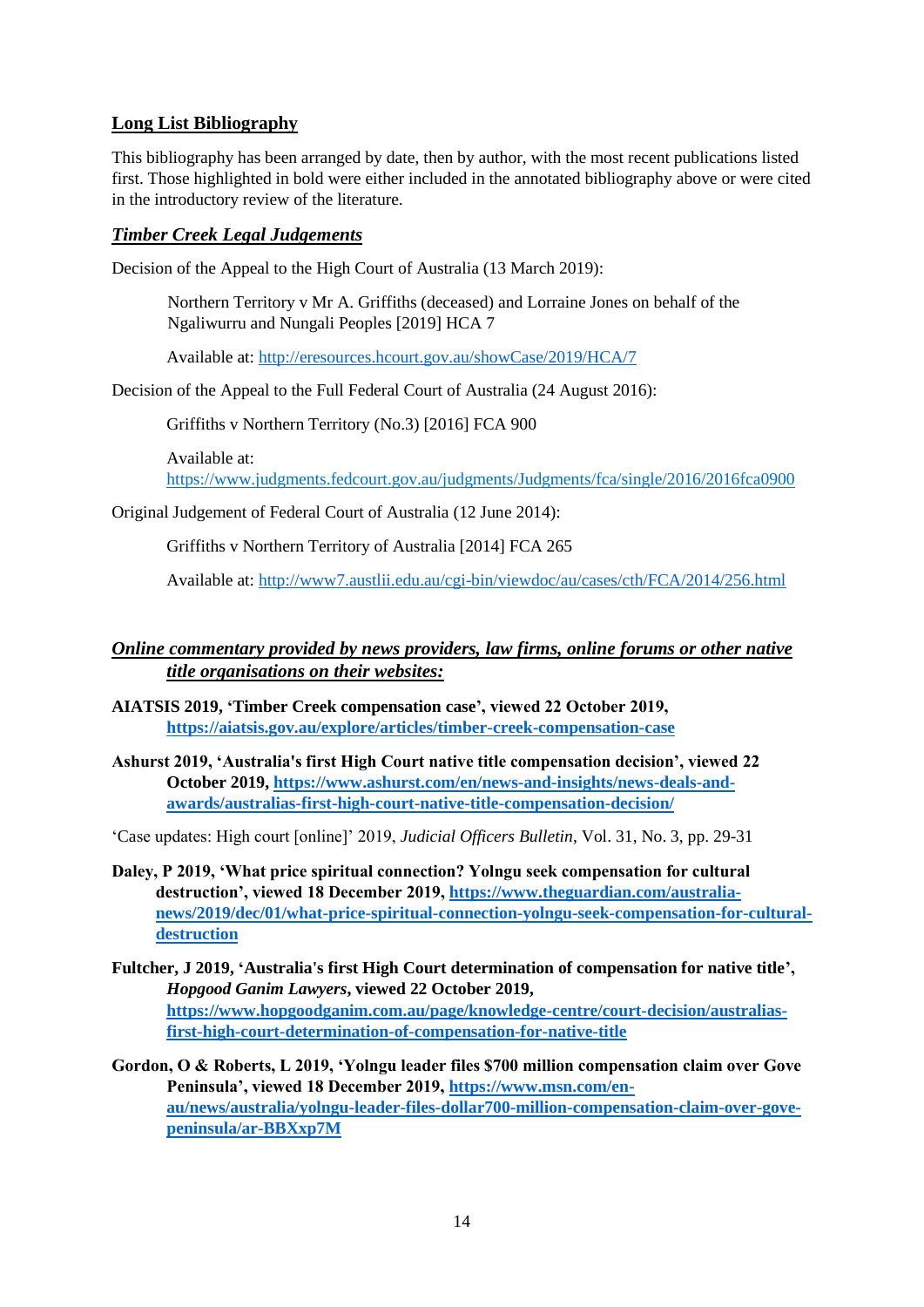## Long List Bibliography

This bibliography has been arranged by date, then by author, with the most recent publications listed first. Those highlighted in bold were either included in the annotated bibliography above or were cited in the introductory review of the literature.

### *Timber Creek Legal Judgements*

Decision of the Appeal to the High Court of Australia (13 March 2019):

> Northern Territory v Mr A. Griffiths (deceased) and Lorraine Jones on behalf of the Ngaliwurru and Nungali Peoples [2019] HCA 7
>
> Available at: http://eresources.hcourt.gov.au/showCase/2019/HCA/7

Decision of the Appeal to the Full Federal Court of Australia (24 August 2016):

> Griffiths v Northern Territory (No.3) [2016] FCA 900
>
> Available at: https://www.judgments.fedcourt.gov.au/judgments/Judgments/fca/single/2016/2016fca0900

Original Judgement of Federal Court of Australia (12 June 2014):

> Griffiths v Northern Territory of Australia [2014] FCA 265
>
> Available at: http://www7.austlii.edu.au/cgi-bin/viewdoc/au/cases/cth/FCA/2014/256.html

### *Online commentary provided by news providers, law firms, online forums or other native title organisations on their websites:*

**AIATSIS 2019, 'Timber Creek compensation case', viewed 22 October 2019, https://aiatsis.gov.au/explore/articles/timber-creek-compensation-case**

**Ashurst 2019, 'Australia's first High Court native title compensation decision', viewed 22 October 2019, https://www.ashurst.com/en/news-and-insights/news-deals-and-awards/australias-first-high-court-native-title-compensation-decision/**

'Case updates: High court [online]' 2019, *Judicial Officers Bulletin*, Vol. 31, No. 3, pp. 29-31

**Daley, P 2019, 'What price spiritual connection? Yolngu seek compensation for cultural destruction', viewed 18 December 2019, https://www.theguardian.com/australia-news/2019/dec/01/what-price-spiritual-connection-yolngu-seek-compensation-for-cultural-destruction**

**Fultcher, J 2019, 'Australia's first High Court determination of compensation for native title', *Hopgood Ganim Lawyers*, viewed 22 October 2019, https://www.hopgoodganim.com.au/page/knowledge-centre/court-decision/australias-first-high-court-determination-of-compensation-for-native-title**

**Gordon, O & Roberts, L 2019, 'Yolngu leader files $700 million compensation claim over Gove Peninsula', viewed 18 December 2019, https://www.msn.com/en-au/news/australia/yolngu-leader-files-dollar700-million-compensation-claim-over-gove-peninsula/ar-BBXxp7M**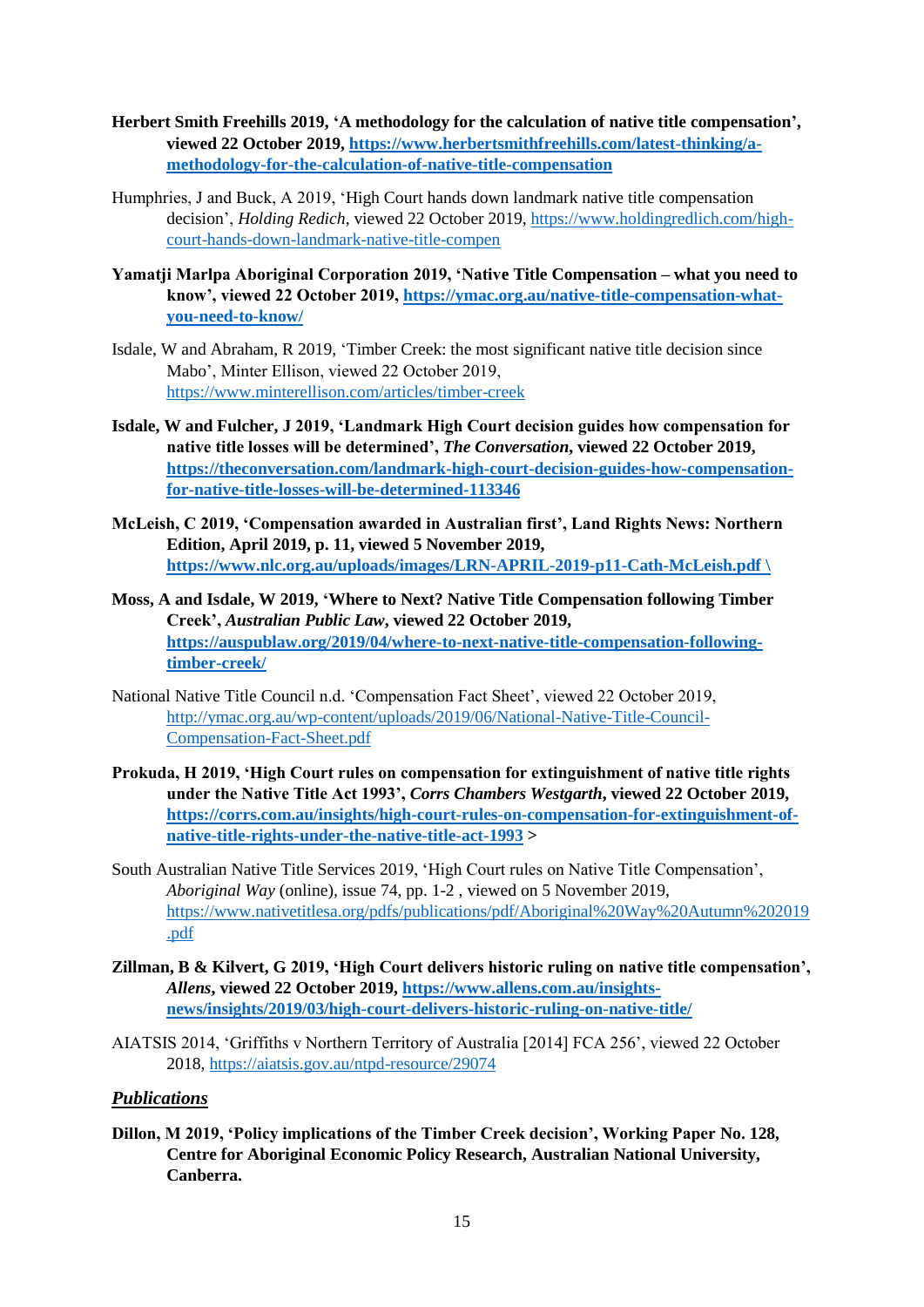**Herbert Smith Freehills 2019, 'A methodology for the calculation of native title compensation', viewed 22 October 2019, https://www.herbertsmithfreehills.com/latest-thinking/a-methodology-for-the-calculation-of-native-title-compensation**

Humphries, J and Buck, A 2019, 'High Court hands down landmark native title compensation decision', *Holding Redich*, viewed 22 October 2019, https://www.holdingredlich.com/high-court-hands-down-landmark-native-title-compen

**Yamatji Marlpa Aboriginal Corporation 2019, 'Native Title Compensation – what you need to know', viewed 22 October 2019, https://ymac.org.au/native-title-compensation-what-you-need-to-know/**

Isdale, W and Abraham, R 2019, 'Timber Creek: the most significant native title decision since Mabo', Minter Ellison, viewed 22 October 2019, https://www.minterellison.com/articles/timber-creek

**Isdale, W and Fulcher, J 2019, 'Landmark High Court decision guides how compensation for native title losses will be determined', *The Conversation*, viewed 22 October 2019, https://theconversation.com/landmark-high-court-decision-guides-how-compensation-for-native-title-losses-will-be-determined-113346**

**McLeish, C 2019, 'Compensation awarded in Australian first', Land Rights News: Northern Edition, April 2019, p. 11, viewed 5 November 2019, https://www.nlc.org.au/uploads/images/LRN-APRIL-2019-p11-Cath-McLeish.pdf \**

**Moss, A and Isdale, W 2019, 'Where to Next? Native Title Compensation following Timber Creek', *Australian Public Law*, viewed 22 October 2019, https://auspublaw.org/2019/04/where-to-next-native-title-compensation-following-timber-creek/**

National Native Title Council n.d. 'Compensation Fact Sheet', viewed 22 October 2019, http://ymac.org.au/wp-content/uploads/2019/06/National-Native-Title-Council-Compensation-Fact-Sheet.pdf

**Prokuda, H 2019, 'High Court rules on compensation for extinguishment of native title rights under the Native Title Act 1993', *Corrs Chambers Westgarth*, viewed 22 October 2019, https://corrs.com.au/insights/high-court-rules-on-compensation-for-extinguishment-of-native-title-rights-under-the-native-title-act-1993 >**

South Australian Native Title Services 2019, 'High Court rules on Native Title Compensation', *Aboriginal Way* (online), issue 74, pp. 1-2 , viewed on 5 November 2019, https://www.nativetitlesa.org/pdfs/publications/pdf/Aboriginal%20Way%20Autumn%202019.pdf

**Zillman, B & Kilvert, G 2019, 'High Court delivers historic ruling on native title compensation', *Allens*, viewed 22 October 2019, https://www.allens.com.au/insights-news/insights/2019/03/high-court-delivers-historic-ruling-on-native-title/**

AIATSIS 2014, 'Griffiths v Northern Territory of Australia [2014] FCA 256', viewed 22 October 2018, https://aiatsis.gov.au/ntpd-resource/29074

***Publications***

**Dillon, M 2019, 'Policy implications of the Timber Creek decision', Working Paper No. 128, Centre for Aboriginal Economic Policy Research, Australian National University, Canberra.**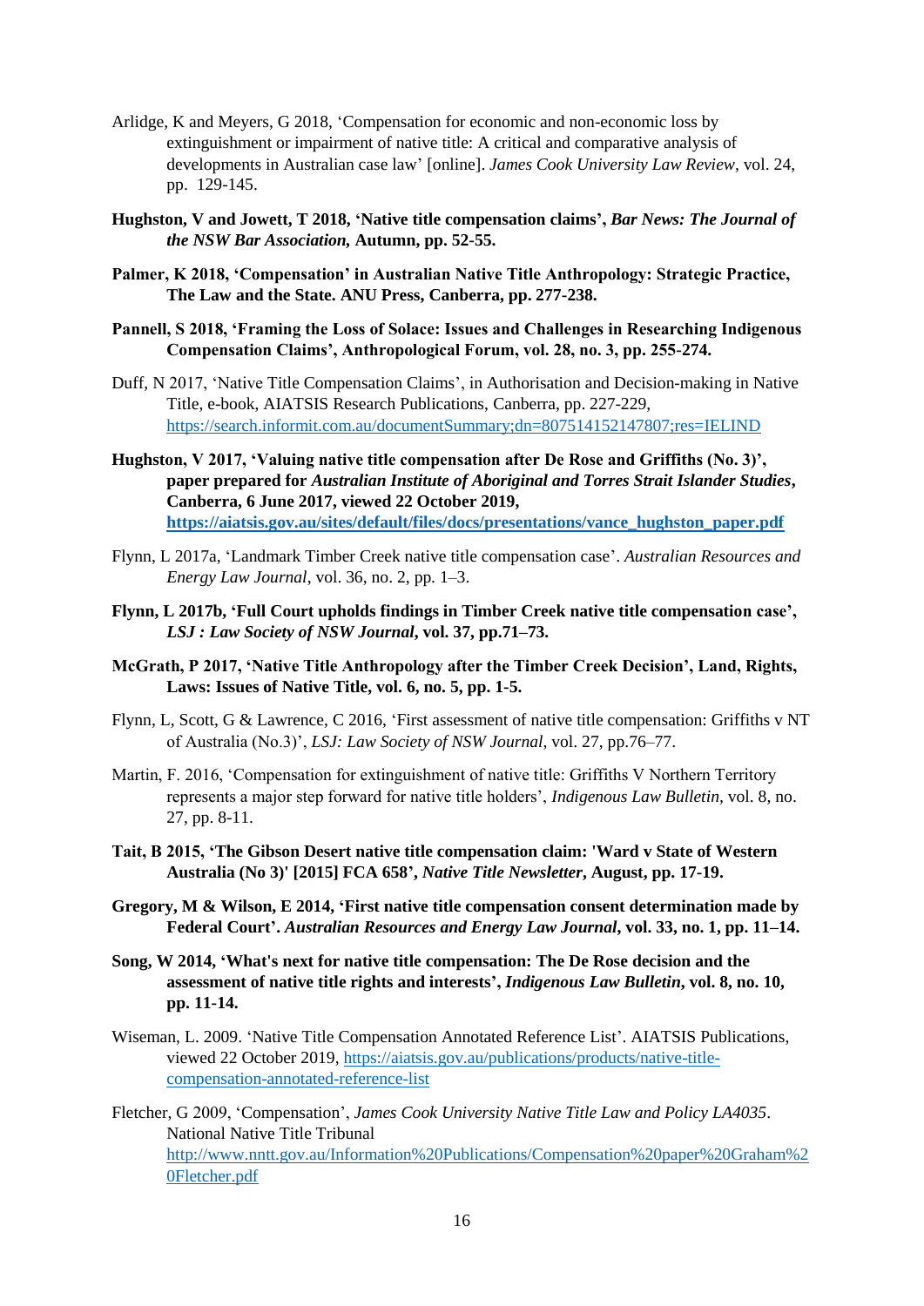Arlidge, K and Meyers, G 2018, ‘Compensation for economic and non-economic loss by extinguishment or impairment of native title: A critical and comparative analysis of developments in Australian case law’ [online]. *James Cook University Law Review*, vol. 24, pp. 129-145.

**Hughston, V and Jowett, T 2018, ‘Native title compensation claims’, *Bar News: The Journal of the NSW Bar Association,* Autumn, pp. 52-55.**

**Palmer, K 2018, ‘Compensation’ in Australian Native Title Anthropology: Strategic Practice, The Law and the State. ANU Press, Canberra, pp. 277-238.**

**Pannell, S 2018, ‘Framing the Loss of Solace: Issues and Challenges in Researching Indigenous Compensation Claims’, Anthropological Forum, vol. 28, no. 3, pp. 255-274.**

Duff, N 2017, ‘Native Title Compensation Claims’, in Authorisation and Decision-making in Native Title, e-book, AIATSIS Research Publications, Canberra, pp. 227-229, https://search.informit.com.au/documentSummary;dn=807514152147807;res=IELIND

**Hughston, V 2017, ‘Valuing native title compensation after De Rose and Griffiths (No. 3)’, paper prepared for *Australian Institute of Aboriginal and Torres Strait Islander Studies*, Canberra, 6 June 2017, viewed 22 October 2019, https://aiatsis.gov.au/sites/default/files/docs/presentations/vance_hughston_paper.pdf**

Flynn, L 2017a, ‘Landmark Timber Creek native title compensation case’. *Australian Resources and Energy Law Journal*, vol. 36, no. 2, pp. 1–3.

**Flynn, L 2017b, ‘Full Court upholds findings in Timber Creek native title compensation case’, *LSJ : Law Society of NSW Journal*, vol. 37, pp.71–73.**

**McGrath, P 2017, ‘Native Title Anthropology after the Timber Creek Decision’, Land, Rights, Laws: Issues of Native Title, vol. 6, no. 5, pp. 1-5.**

Flynn, L, Scott, G & Lawrence, C 2016, ‘First assessment of native title compensation: Griffiths v NT of Australia (No.3)’, *LSJ: Law Society of NSW Journal*, vol. 27, pp.76–77.

Martin, F. 2016, ‘Compensation for extinguishment of native title: Griffiths V Northern Territory represents a major step forward for native title holders’, *Indigenous Law Bulletin*, vol. 8, no. 27, pp. 8-11.

**Tait, B 2015, ‘The Gibson Desert native title compensation claim: 'Ward v State of Western Australia (No 3)' [2015] FCA 658’, *Native Title Newsletter*, August, pp. 17-19.**

**Gregory, M & Wilson, E 2014, ‘First native title compensation consent determination made by Federal Court’. *Australian Resources and Energy Law Journal*, vol. 33, no. 1, pp. 11–14.**

**Song, W 2014, ‘What's next for native title compensation: The De Rose decision and the assessment of native title rights and interests’, *Indigenous Law Bulletin*, vol. 8, no. 10, pp. 11-14.**

Wiseman, L. 2009. ‘Native Title Compensation Annotated Reference List’. AIATSIS Publications, viewed 22 October 2019, https://aiatsis.gov.au/publications/products/native-title-compensation-annotated-reference-list

Fletcher, G 2009, ‘Compensation’, *James Cook University Native Title Law and Policy LA4035*. National Native Title Tribunal http://www.nntt.gov.au/Information%20Publications/Compensation%20paper%20Graham%20Fletcher.pdf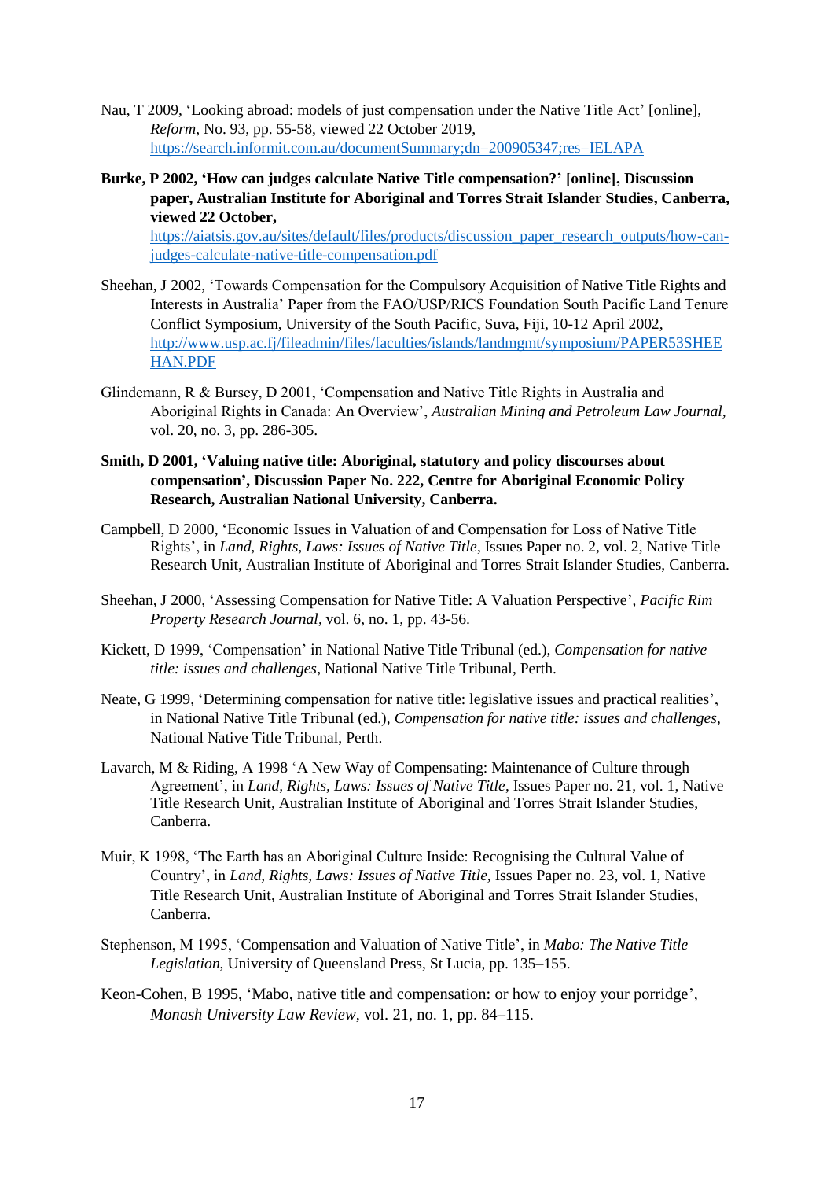Nau, T 2009, 'Looking abroad: models of just compensation under the Native Title Act' [online], *Reform*, No. 93, pp. 55-58, viewed 22 October 2019, https://search.informit.com.au/documentSummary;dn=200905347;res=IELAPA

**Burke, P 2002, 'How can judges calculate Native Title compensation?' [online], Discussion paper, Australian Institute for Aboriginal and Torres Strait Islander Studies, Canberra, viewed 22 October,** https://aiatsis.gov.au/sites/default/files/products/discussion_paper_research_outputs/how-can-judges-calculate-native-title-compensation.pdf

Sheehan, J 2002, 'Towards Compensation for the Compulsory Acquisition of Native Title Rights and Interests in Australia' Paper from the FAO/USP/RICS Foundation South Pacific Land Tenure Conflict Symposium, University of the South Pacific, Suva, Fiji, 10-12 April 2002, http://www.usp.ac.fj/fileadmin/files/faculties/islands/landmgmt/symposium/PAPER53SHEEHAN.PDF

Glindemann, R & Bursey, D 2001, 'Compensation and Native Title Rights in Australia and Aboriginal Rights in Canada: An Overview', *Australian Mining and Petroleum Law Journal*, vol. 20, no. 3, pp. 286-305.

**Smith, D 2001, 'Valuing native title: Aboriginal, statutory and policy discourses about compensation', Discussion Paper No. 222, Centre for Aboriginal Economic Policy Research, Australian National University, Canberra.**

Campbell, D 2000, 'Economic Issues in Valuation of and Compensation for Loss of Native Title Rights', in *Land, Rights, Laws: Issues of Native Title*, Issues Paper no. 2, vol. 2, Native Title Research Unit, Australian Institute of Aboriginal and Torres Strait Islander Studies, Canberra.

Sheehan, J 2000, 'Assessing Compensation for Native Title: A Valuation Perspective', *Pacific Rim Property Research Journal*, vol. 6, no. 1, pp. 43-56.

Kickett, D 1999, 'Compensation' in National Native Title Tribunal (ed.), *Compensation for native title: issues and challenges*, National Native Title Tribunal, Perth.

Neate, G 1999, 'Determining compensation for native title: legislative issues and practical realities', in National Native Title Tribunal (ed.), *Compensation for native title: issues and challenges*, National Native Title Tribunal, Perth.

Lavarch, M & Riding, A 1998 'A New Way of Compensating: Maintenance of Culture through Agreement', in *Land, Rights, Laws: Issues of Native Title*, Issues Paper no. 21, vol. 1, Native Title Research Unit, Australian Institute of Aboriginal and Torres Strait Islander Studies, Canberra.

Muir, K 1998, 'The Earth has an Aboriginal Culture Inside: Recognising the Cultural Value of Country', in *Land, Rights, Laws: Issues of Native Title*, Issues Paper no. 23, vol. 1, Native Title Research Unit, Australian Institute of Aboriginal and Torres Strait Islander Studies, Canberra.

Stephenson, M 1995, 'Compensation and Valuation of Native Title', in *Mabo: The Native Title Legislation*, University of Queensland Press, St Lucia, pp. 135–155.

Keon-Cohen, B 1995, 'Mabo, native title and compensation: or how to enjoy your porridge', *Monash University Law Review*, vol. 21, no. 1, pp. 84–115.